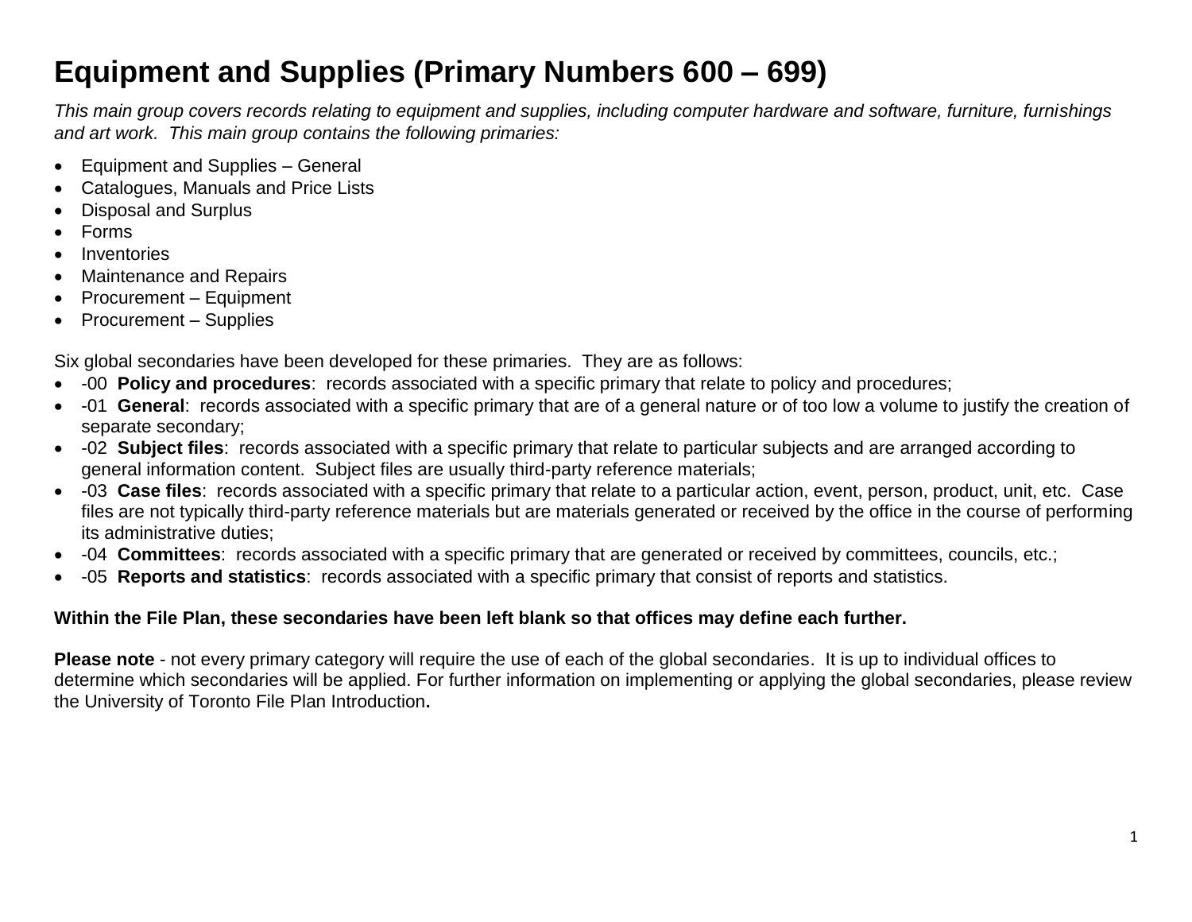# Equipment and Supplies (Primary Numbers 600 – 699)

*This main group covers records relating to equipment and supplies, including computer hardware and software, furniture, furnishings and art work. This main group contains the following primaries:*

- Equipment and Supplies – General
- Catalogues, Manuals and Price Lists
- Disposal and Surplus
- Forms
- Inventories
- Maintenance and Repairs
- Procurement – Equipment
- Procurement – Supplies

Six global secondaries have been developed for these primaries. They are as follows:

- -00 **Policy and procedures**: records associated with a specific primary that relate to policy and procedures;
- -01 **General**: records associated with a specific primary that are of a general nature or of too low a volume to justify the creation of separate secondary;
- -02 **Subject files**: records associated with a specific primary that relate to particular subjects and are arranged according to general information content. Subject files are usually third-party reference materials;
- -03 **Case files**: records associated with a specific primary that relate to a particular action, event, person, product, unit, etc. Case files are not typically third-party reference materials but are materials generated or received by the office in the course of performing its administrative duties;
- -04 **Committees**: records associated with a specific primary that are generated or received by committees, councils, etc.;
- -05 **Reports and statistics**: records associated with a specific primary that consist of reports and statistics.

**Within the File Plan, these secondaries have been left blank so that offices may define each further.**

**Please note** - not every primary category will require the use of each of the global secondaries. It is up to individual offices to determine which secondaries will be applied. For further information on implementing or applying the global secondaries, please review the University of Toronto File Plan Introduction**.**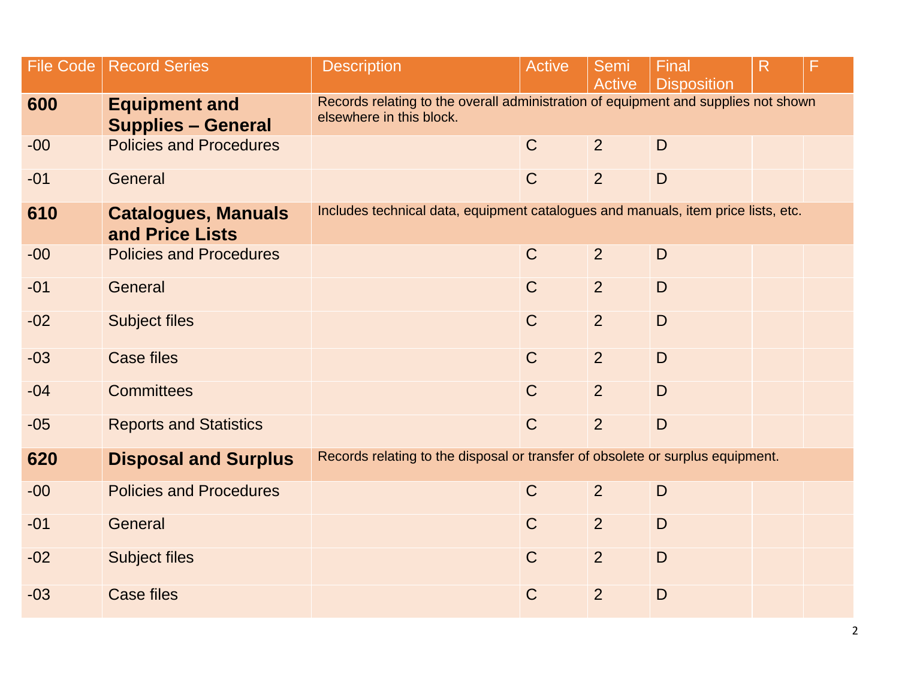| File Code | Record Series | Description | Active | Semi Active | Final Disposition | R | F |
|---|---|---|---|---|---|---|---|
| **600** | **Equipment and Supplies – General** | Records relating to the overall administration of equipment and supplies not shown elsewhere in this block. | | | | | |
| -00 | Policies and Procedures | | C | 2 | D | | |
| -01 | General | | C | 2 | D | | |
| **610** | **Catalogues, Manuals and Price Lists** | Includes technical data, equipment catalogues and manuals, item price lists, etc. | | | | | |
| -00 | Policies and Procedures | | C | 2 | D | | |
| -01 | General | | C | 2 | D | | |
| -02 | Subject files | | C | 2 | D | | |
| -03 | Case files | | C | 2 | D | | |
| -04 | Committees | | C | 2 | D | | |
| -05 | Reports and Statistics | | C | 2 | D | | |
| **620** | **Disposal and Surplus** | Records relating to the disposal or transfer of obsolete or surplus equipment. | | | | | |
| -00 | Policies and Procedures | | C | 2 | D | | |
| -01 | General | | C | 2 | D | | |
| -02 | Subject files | | C | 2 | D | | |
| -03 | Case files | | C | 2 | D | | |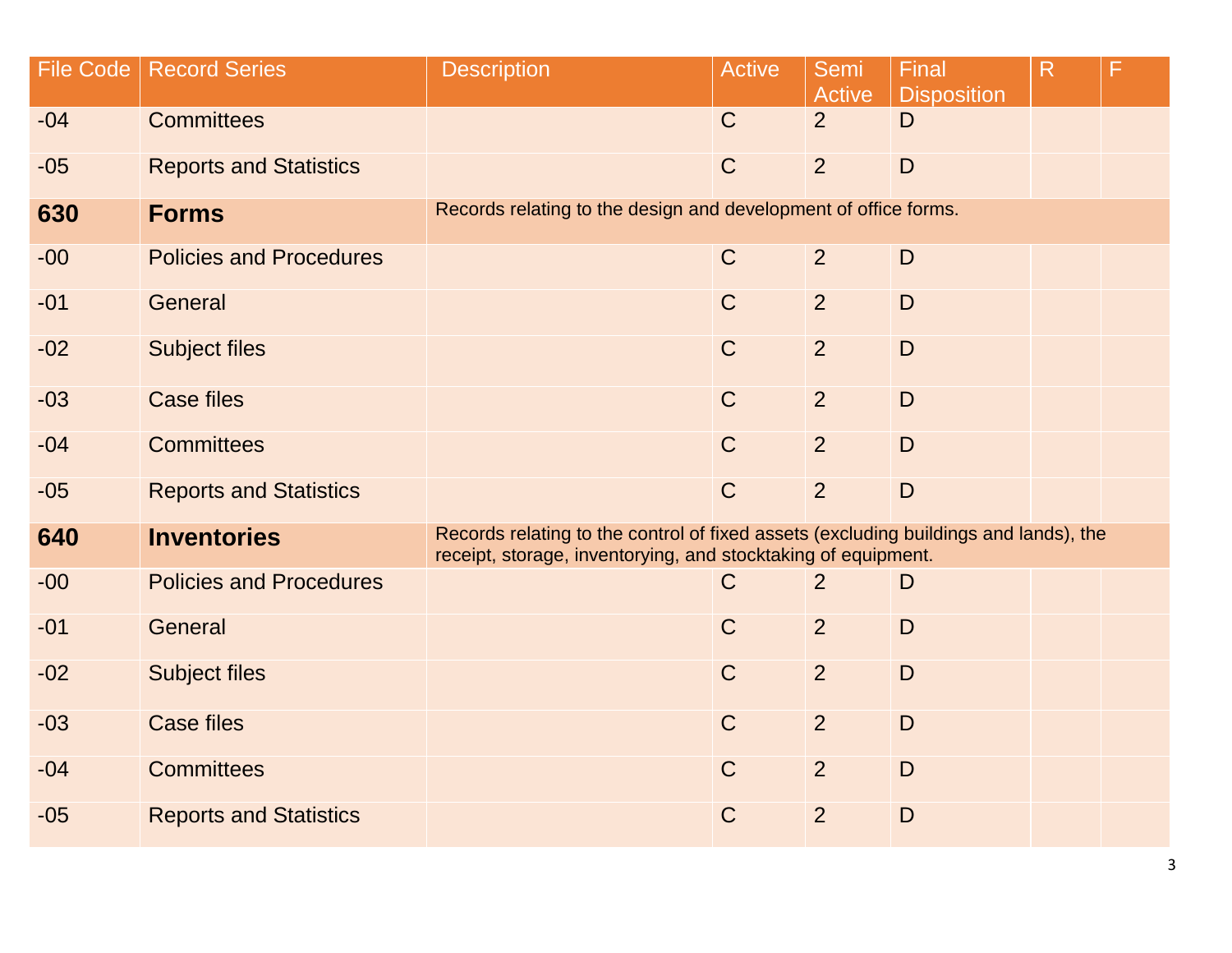| File Code | Record Series | Description | Active | Semi Active | Final Disposition | R | F |
|---|---|---|---|---|---|---|---|
| -04 | Committees | | C | 2 | D | | |
| -05 | Reports and Statistics | | C | 2 | D | | |
| **630** | **Forms** | Records relating to the design and development of office forms. | | | | | |
| -00 | Policies and Procedures | | C | 2 | D | | |
| -01 | General | | C | 2 | D | | |
| -02 | Subject files | | C | 2 | D | | |
| -03 | Case files | | C | 2 | D | | |
| -04 | Committees | | C | 2 | D | | |
| -05 | Reports and Statistics | | C | 2 | D | | |
| **640** | **Inventories** | Records relating to the control of fixed assets (excluding buildings and lands), the receipt, storage, inventorying, and stocktaking of equipment. | | | | | |
| -00 | Policies and Procedures | | C | 2 | D | | |
| -01 | General | | C | 2 | D | | |
| -02 | Subject files | | C | 2 | D | | |
| -03 | Case files | | C | 2 | D | | |
| -04 | Committees | | C | 2 | D | | |
| -05 | Reports and Statistics | | C | 2 | D | | |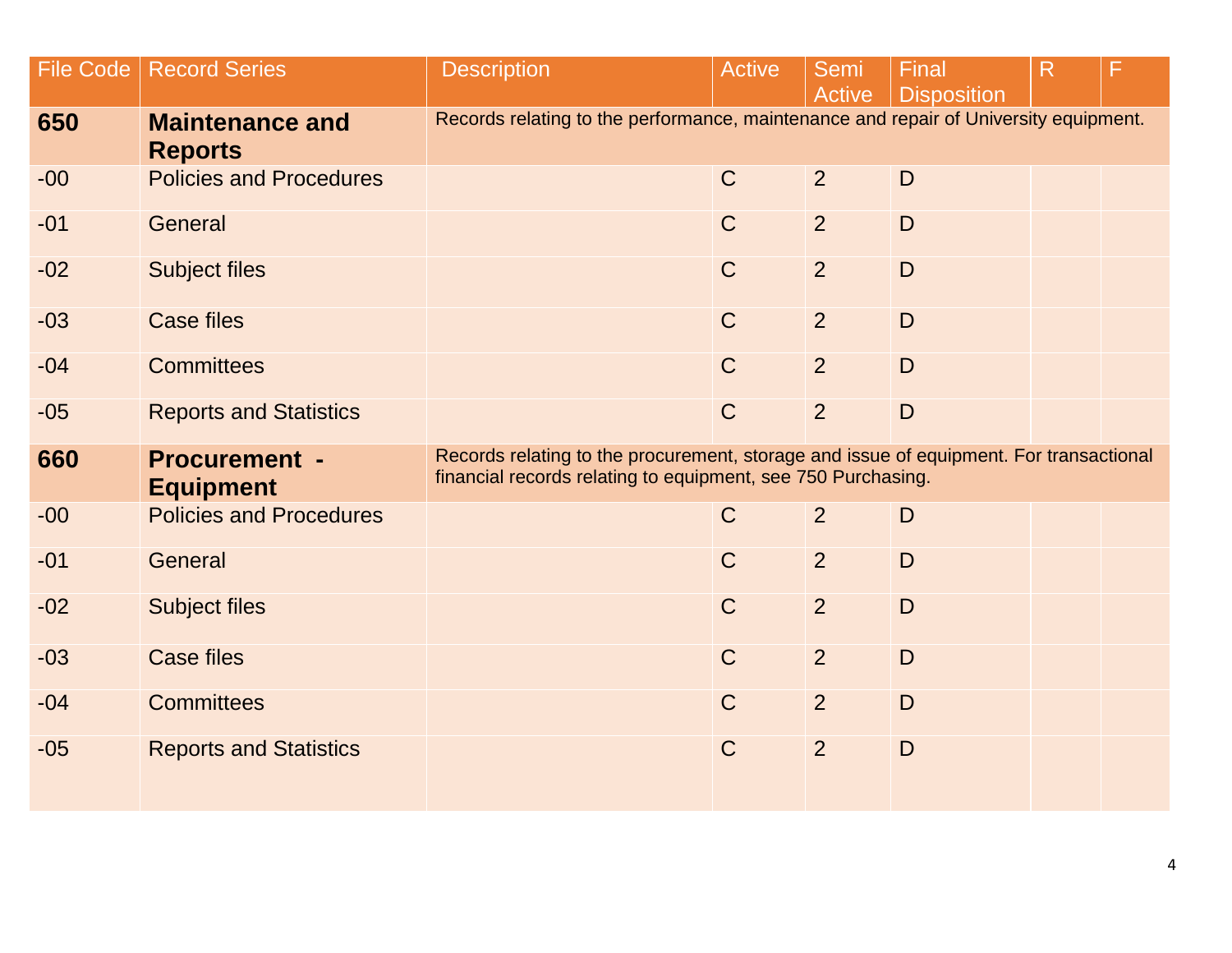| File Code | Record Series | Description | Active | Semi Active | Final Disposition | R | F |
|---|---|---|---|---|---|---|---|
| **650** | **Maintenance and Reports** | Records relating to the performance, maintenance and repair of University equipment. | | | | | |
| -00 | Policies and Procedures | | C | 2 | D | | |
| -01 | General | | C | 2 | D | | |
| -02 | Subject files | | C | 2 | D | | |
| -03 | Case files | | C | 2 | D | | |
| -04 | Committees | | C | 2 | D | | |
| -05 | Reports and Statistics | | C | 2 | D | | |
| **660** | **Procurement - Equipment** | Records relating to the procurement, storage and issue of equipment. For transactional financial records relating to equipment, see 750 Purchasing. | | | | | |
| -00 | Policies and Procedures | | C | 2 | D | | |
| -01 | General | | C | 2 | D | | |
| -02 | Subject files | | C | 2 | D | | |
| -03 | Case files | | C | 2 | D | | |
| -04 | Committees | | C | 2 | D | | |
| -05 | Reports and Statistics | | C | 2 | D | | |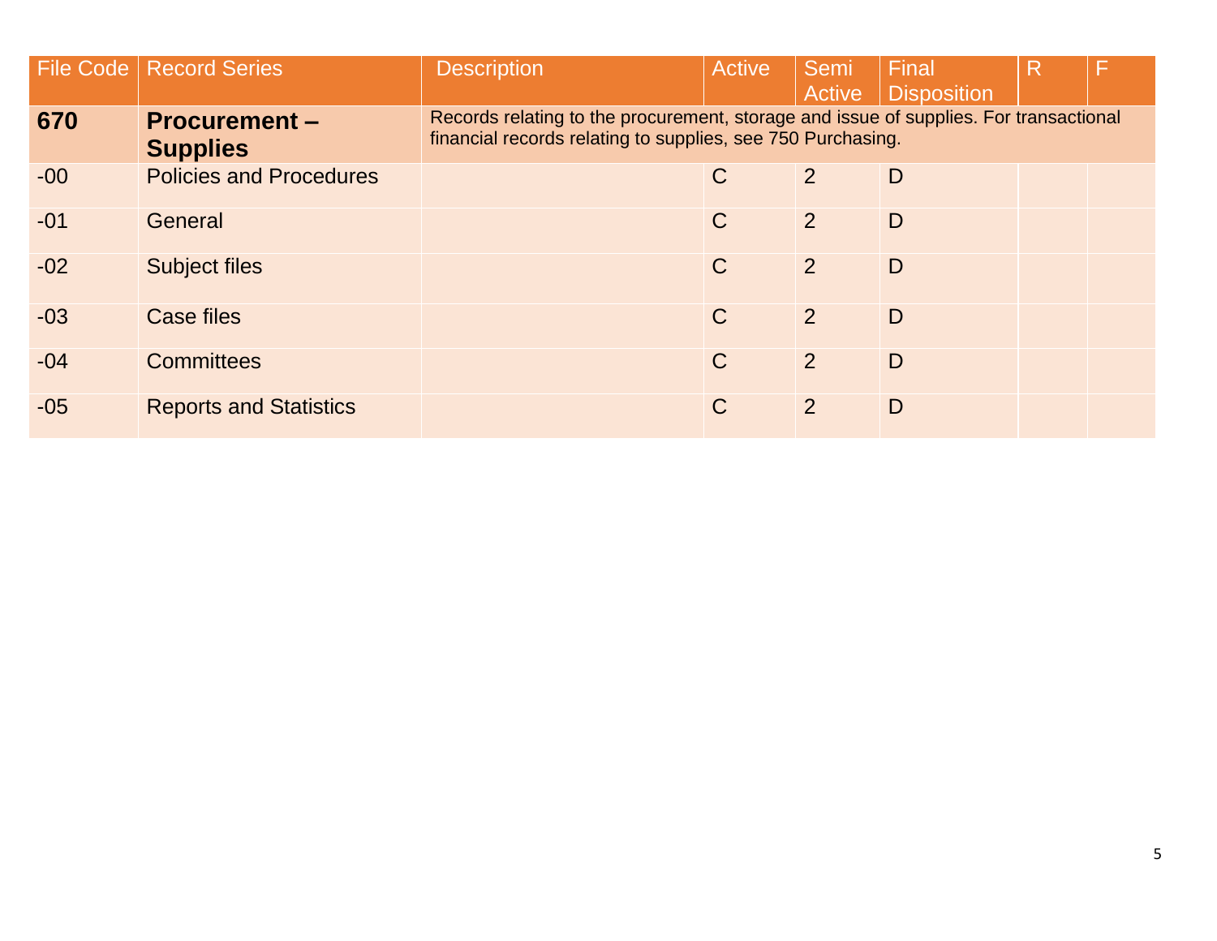| File Code | Record Series | Description | Active | Semi Active | Final Disposition | R | F |
|---|---|---|---|---|---|---|---|
| **670** | **Procurement – Supplies** | Records relating to the procurement, storage and issue of supplies. For transactional financial records relating to supplies, see 750 Purchasing. | | | | | |
| -00 | Policies and Procedures | | C | 2 | D | | |
| -01 | General | | C | 2 | D | | |
| -02 | Subject files | | C | 2 | D | | |
| -03 | Case files | | C | 2 | D | | |
| -04 | Committees | | C | 2 | D | | |
| -05 | Reports and Statistics | | C | 2 | D | | |